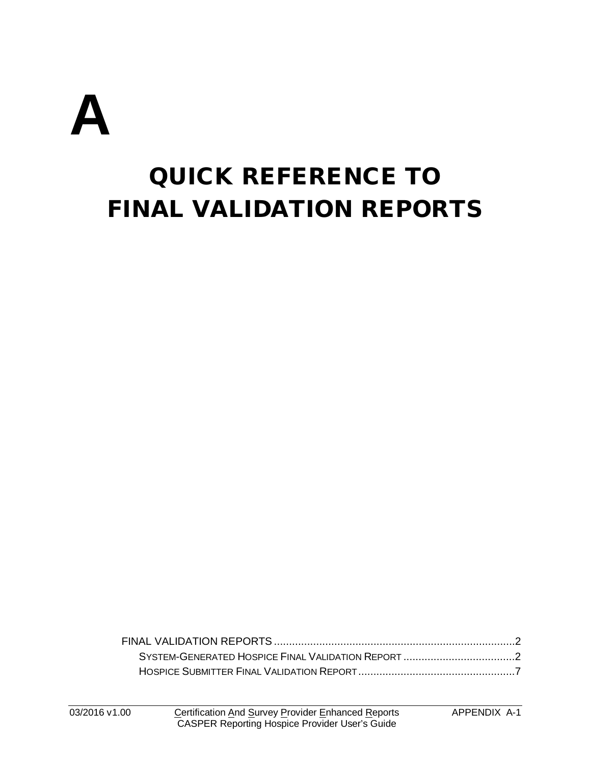# A

# QUICK REFERENCE TO FINAL VALIDATION REPORTS

FINAL VALIDATION REPORTS ................................................................................2

SYSTEM-GENERATED HOSPICE FINAL VALIDATION REPORT .....................................2

HOSPICE SUBMITTER FINAL VALIDATION REPORT ....................................................7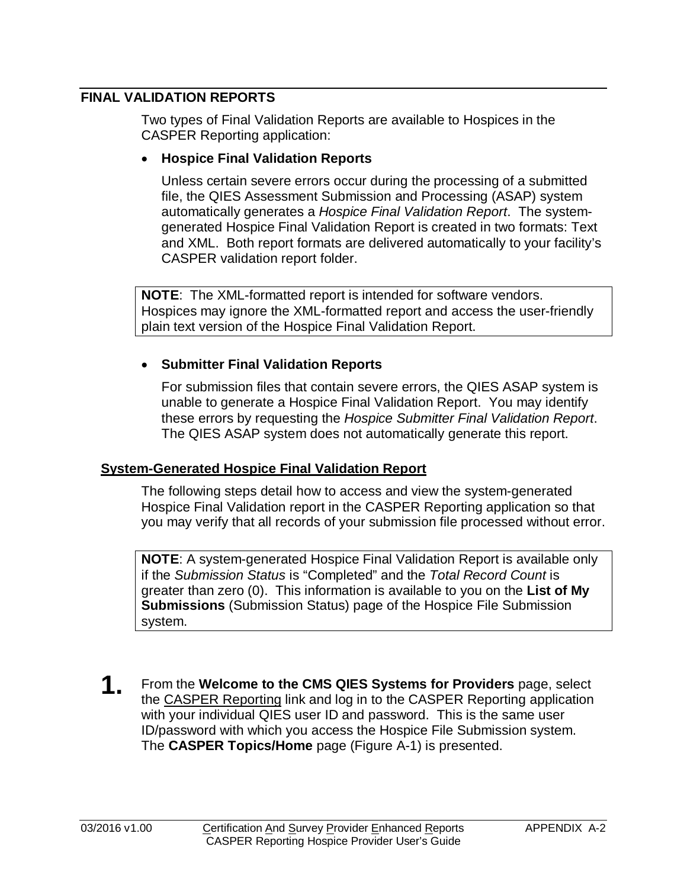## FINAL VALIDATION REPORTS

Two types of Final Validation Reports are available to Hospices in the CASPER Reporting application:

- **Hospice Final Validation Reports**

  Unless certain severe errors occur during the processing of a submitted file, the QIES Assessment Submission and Processing (ASAP) system automatically generates a *Hospice Final Validation Report*. The system-generated Hospice Final Validation Report is created in two formats: Text and XML. Both report formats are delivered automatically to your facility's CASPER validation report folder.

> **NOTE**: The XML-formatted report is intended for software vendors. Hospices may ignore the XML-formatted report and access the user-friendly plain text version of the Hospice Final Validation Report.

- **Submitter Final Validation Reports**

  For submission files that contain severe errors, the QIES ASAP system is unable to generate a Hospice Final Validation Report. You may identify these errors by requesting the *Hospice Submitter Final Validation Report*. The QIES ASAP system does not automatically generate this report.

### System-Generated Hospice Final Validation Report

The following steps detail how to access and view the system-generated Hospice Final Validation report in the CASPER Reporting application so that you may verify that all records of your submission file processed without error.

> **NOTE**: A system-generated Hospice Final Validation Report is available only if the *Submission Status* is "Completed" and the *Total Record Count* is greater than zero (0). This information is available to you on the **List of My Submissions** (Submission Status) page of the Hospice File Submission system.

**1.** From the **Welcome to the CMS QIES Systems for Providers** page, select the CASPER Reporting link and log in to the CASPER Reporting application with your individual QIES user ID and password. This is the same user ID/password with which you access the Hospice File Submission system. The **CASPER Topics/Home** page (Figure A-1) is presented.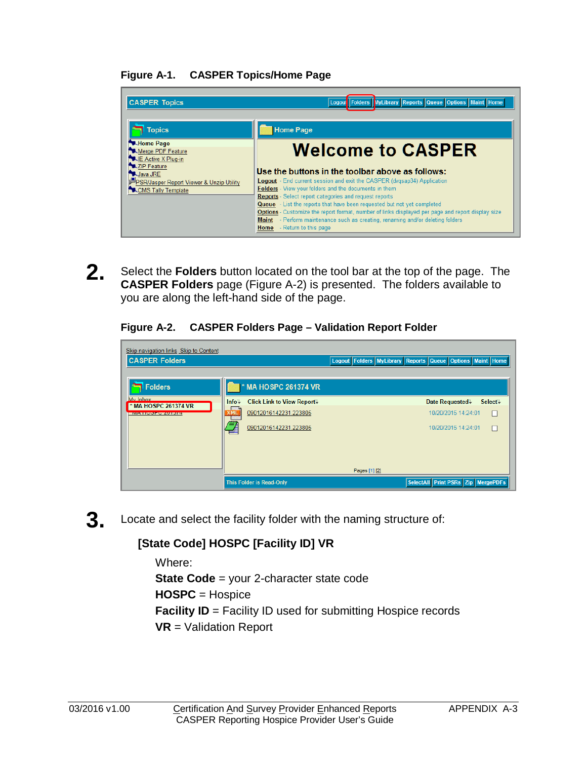**Figure A-1. CASPER Topics/Home Page**

**2.** Select the **Folders** button located on the tool bar at the top of the page. The **CASPER Folders** page (Figure A-2) is presented. The folders available to you are along the left-hand side of the page.

**Figure A-2. CASPER Folders Page – Validation Report Folder**

**3.** Locate and select the facility folder with the naming structure of:

**[State Code] HOSPC [Facility ID] VR**

Where:
**State Code** = your 2-character state code
**HOSPC** = Hospice
**Facility ID** = Facility ID used for submitting Hospice records
**VR** = Validation Report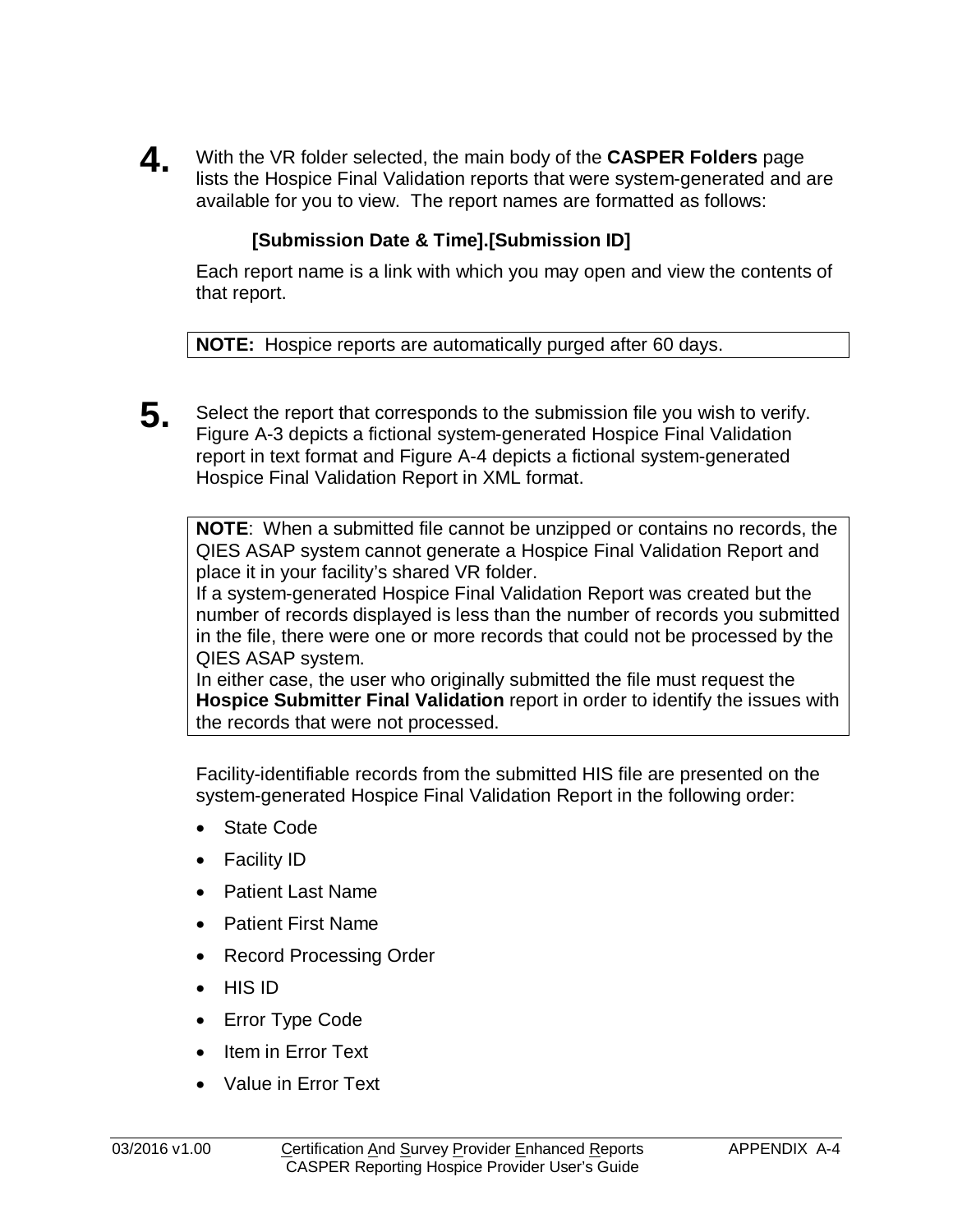**4.** With the VR folder selected, the main body of the **CASPER Folders** page lists the Hospice Final Validation reports that were system-generated and are available for you to view. The report names are formatted as follows:

> **[Submission Date & Time].[Submission ID]**

Each report name is a link with which you may open and view the contents of that report.

> **NOTE:** Hospice reports are automatically purged after 60 days.

**5.** Select the report that corresponds to the submission file you wish to verify. Figure A-3 depicts a fictional system-generated Hospice Final Validation report in text format and Figure A-4 depicts a fictional system-generated Hospice Final Validation Report in XML format.

> **NOTE**: When a submitted file cannot be unzipped or contains no records, the QIES ASAP system cannot generate a Hospice Final Validation Report and place it in your facility's shared VR folder.
> If a system-generated Hospice Final Validation Report was created but the number of records displayed is less than the number of records you submitted in the file, there were one or more records that could not be processed by the QIES ASAP system.
> In either case, the user who originally submitted the file must request the **Hospice Submitter Final Validation** report in order to identify the issues with the records that were not processed.

Facility-identifiable records from the submitted HIS file are presented on the system-generated Hospice Final Validation Report in the following order:

- State Code
- Facility ID
- Patient Last Name
- Patient First Name
- Record Processing Order
- HIS ID
- Error Type Code
- Item in Error Text
- Value in Error Text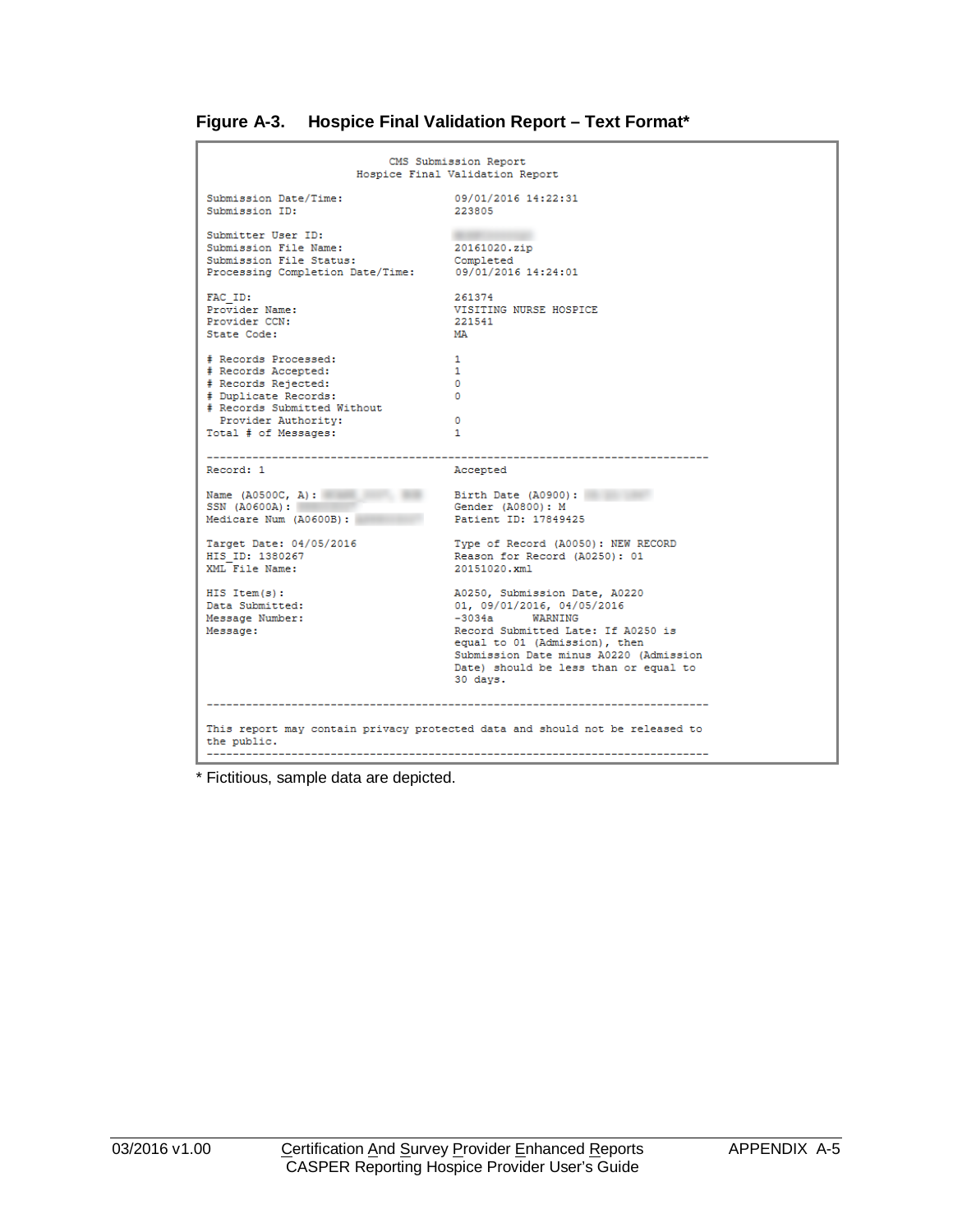**Figure A-3. Hospice Final Validation Report – Text Format***

```
                         CMS Submission Report
                     Hospice Final Validation Report

Submission Date/Time:                    09/01/2016 14:22:31
Submission ID:                           223805

Submitter User ID:
Submission File Name:                    20161020.zip
Submission File Status:                  Completed
Processing Completion Date/Time:         09/01/2016 14:24:01

FAC_ID:                                  261374
Provider Name:                           VISITING NURSE HOSPICE
Provider CCN:                            221541
State Code:                              MA

# Records Processed:                     1
# Records Accepted:                      1
# Records Rejected:                      0
# Duplicate Records:                     0
# Records Submitted Without
  Provider Authority:                    0
Total # of Messages:                     1

------------------------------------------------------------------------------
Record: 1                                Accepted

Name (A0500C, A):                        Birth Date (A0900):
SSN (A0600A):                            Gender (A0800): M
Medicare Num (A0600B):                   Patient ID: 17849425

Target Date: 04/05/2016                  Type of Record (A0050): NEW RECORD
HIS_ID: 1380267                          Reason for Record (A0250): 01
XML File Name:                           20151020.xml

HIS Item(s):                             A0250, Submission Date, A0220
Data Submitted:                          01, 09/01/2016, 04/05/2016
Message Number:                          -3034a      WARNING
Message:                                 Record Submitted Late: If A0250 is
                                         equal to 01 (Admission), then
                                         Submission Date minus A0220 (Admission
                                         Date) should be less than or equal to
                                         30 days.

------------------------------------------------------------------------------

This report may contain privacy protected data and should not be released to
the public.
------------------------------------------------------------------------------
```

* Fictitious, sample data are depicted.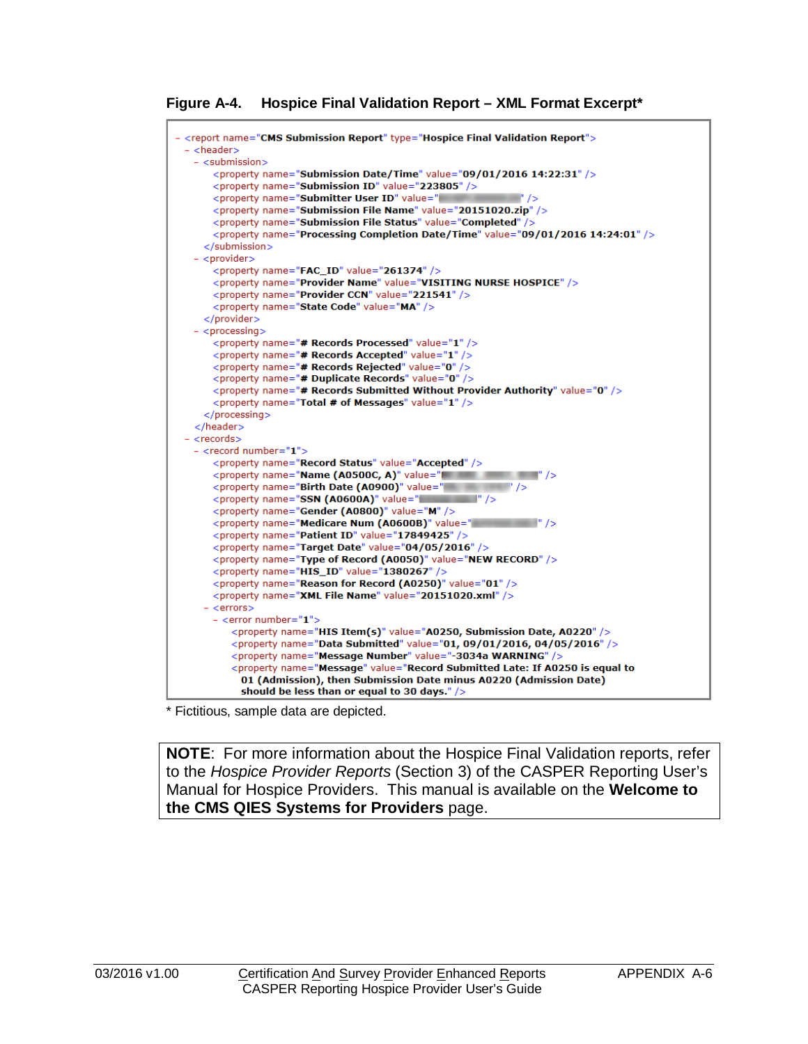**Figure A-4. Hospice Final Validation Report – XML Format Excerpt***

```
- <report name="CMS Submission Report" type="Hospice Final Validation Report">
  - <header>
    - <submission>
        <property name="Submission Date/Time" value="09/01/2016 14:22:31" />
        <property name="Submission ID" value="223805" />
        <property name="Submitter User ID" value="" />
        <property name="Submission File Name" value="20151020.zip" />
        <property name="Submission File Status" value="Completed" />
        <property name="Processing Completion Date/Time" value="09/01/2016 14:24:01" />
      </submission>
    - <provider>
        <property name="FAC_ID" value="261374" />
        <property name="Provider Name" value="VISITING NURSE HOSPICE" />
        <property name="Provider CCN" value="221541" />
        <property name="State Code" value="MA" />
      </provider>
    - <processing>
        <property name="# Records Processed" value="1" />
        <property name="# Records Accepted" value="1" />
        <property name="# Records Rejected" value="0" />
        <property name="# Duplicate Records" value="0" />
        <property name="# Records Submitted Without Provider Authority" value="0" />
        <property name="Total # of Messages" value="1" />
      </processing>
    </header>
  - <records>
    - <record number="1">
        <property name="Record Status" value="Accepted" />
        <property name="Name (A0500C, A)" value="" />
        <property name="Birth Date (A0900)" value="" />
        <property name="SSN (A0600A)" value="" />
        <property name="Gender (A0800)" value="M" />
        <property name="Medicare Num (A0600B)" value="" />
        <property name="Patient ID" value="17849425" />
        <property name="Target Date" value="04/05/2016" />
        <property name="Type of Record (A0050)" value="NEW RECORD" />
        <property name="HIS_ID" value="1380267" />
        <property name="Reason for Record (A0250)" value="01" />
        <property name="XML File Name" value="20151020.xml" />
      - <errors>
        - <error number="1">
            <property name="HIS Item(s)" value="A0250, Submission Date, A0220" />
            <property name="Data Submitted" value="01, 09/01/2016, 04/05/2016" />
            <property name="Message Number" value="-3034a WARNING" />
            <property name="Message" value="Record Submitted Late: If A0250 is equal to
              01 (Admission), then Submission Date minus A0220 (Admission Date)
              should be less than or equal to 30 days." />
```

* Fictitious, sample data are depicted.

**NOTE**: For more information about the Hospice Final Validation reports, refer to the *Hospice Provider Reports* (Section 3) of the CASPER Reporting User's Manual for Hospice Providers. This manual is available on the **Welcome to the CMS QIES Systems for Providers** page.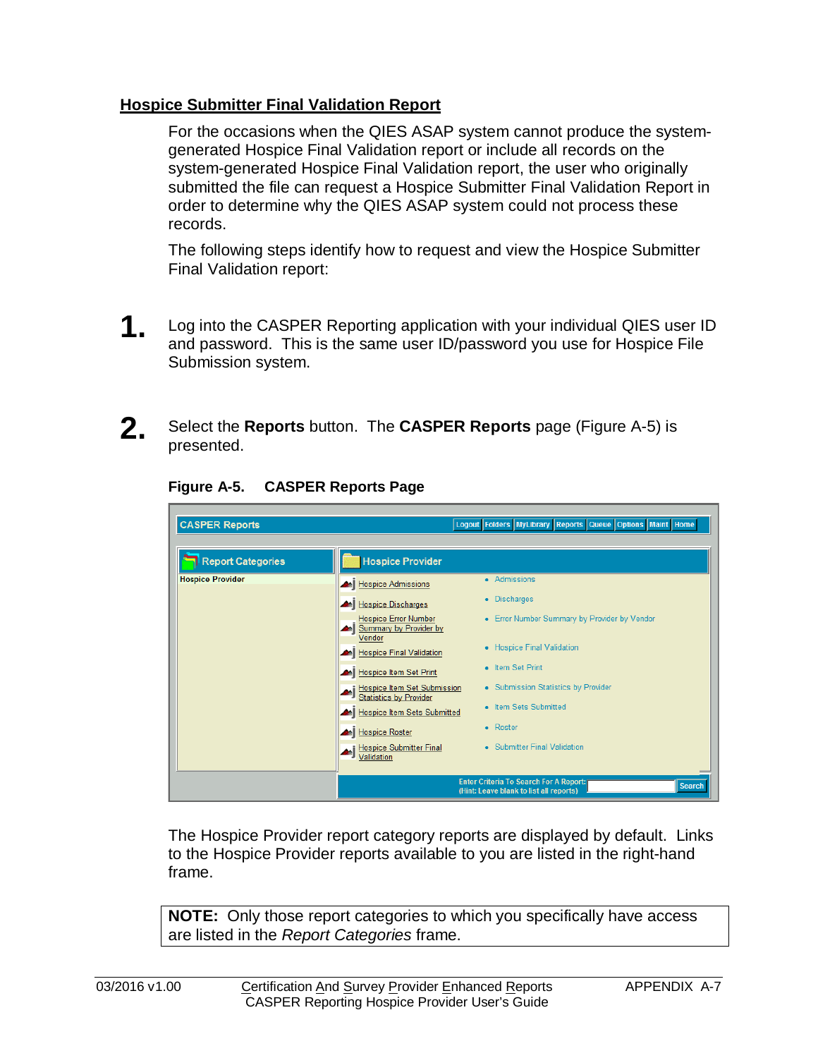## Hospice Submitter Final Validation Report

For the occasions when the QIES ASAP system cannot produce the system-generated Hospice Final Validation report or include all records on the system-generated Hospice Final Validation report, the user who originally submitted the file can request a Hospice Submitter Final Validation Report in order to determine why the QIES ASAP system could not process these records.

The following steps identify how to request and view the Hospice Submitter Final Validation report:

**1.** Log into the CASPER Reporting application with your individual QIES user ID and password. This is the same user ID/password you use for Hospice File Submission system.

**2.** Select the **Reports** button. The **CASPER Reports** page (Figure A-5) is presented.

**Figure A-5. CASPER Reports Page**

The Hospice Provider report category reports are displayed by default. Links to the Hospice Provider reports available to you are listed in the right-hand frame.

> **NOTE:** Only those report categories to which you specifically have access are listed in the *Report Categories* frame.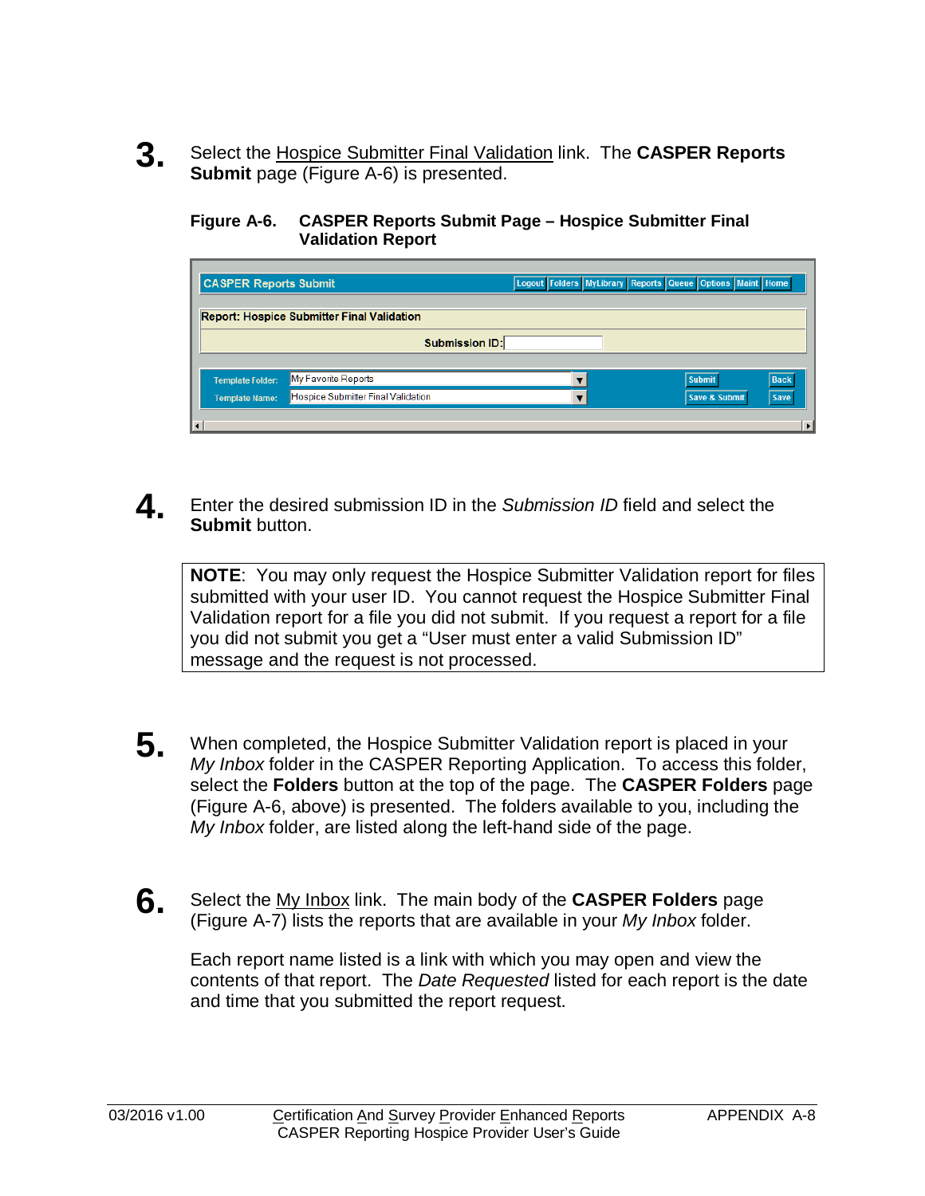3. Select the Hospice Submitter Final Validation link. The **CASPER Reports Submit** page (Figure A-6) is presented.

**Figure A-6. CASPER Reports Submit Page – Hospice Submitter Final Validation Report**

4. Enter the desired submission ID in the *Submission ID* field and select the **Submit** button.

> **NOTE**: You may only request the Hospice Submitter Validation report for files submitted with your user ID. You cannot request the Hospice Submitter Final Validation report for a file you did not submit. If you request a report for a file you did not submit you get a "User must enter a valid Submission ID" message and the request is not processed.

5. When completed, the Hospice Submitter Validation report is placed in your *My Inbox* folder in the CASPER Reporting Application. To access this folder, select the **Folders** button at the top of the page. The **CASPER Folders** page (Figure A-6, above) is presented. The folders available to you, including the *My Inbox* folder, are listed along the left-hand side of the page.

6. Select the My Inbox link. The main body of the **CASPER Folders** page (Figure A-7) lists the reports that are available in your *My Inbox* folder.

   Each report name listed is a link with which you may open and view the contents of that report. The *Date Requested* listed for each report is the date and time that you submitted the report request.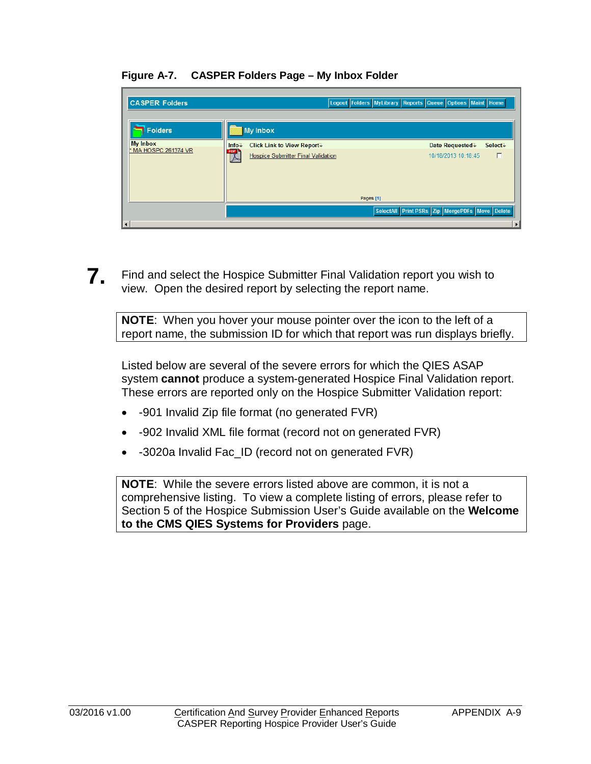**Figure A-7. CASPER Folders Page – My Inbox Folder**

**7.** Find and select the Hospice Submitter Final Validation report you wish to view. Open the desired report by selecting the report name.

> **NOTE**: When you hover your mouse pointer over the icon to the left of a report name, the submission ID for which that report was run displays briefly.

Listed below are several of the severe errors for which the QIES ASAP system **cannot** produce a system-generated Hospice Final Validation report. These errors are reported only on the Hospice Submitter Validation report:

- -901 Invalid Zip file format (no generated FVR)
- -902 Invalid XML file format (record not on generated FVR)
- -3020a Invalid Fac_ID (record not on generated FVR)

> **NOTE**: While the severe errors listed above are common, it is not a comprehensive listing. To view a complete listing of errors, please refer to Section 5 of the Hospice Submission User's Guide available on the **Welcome to the CMS QIES Systems for Providers** page.